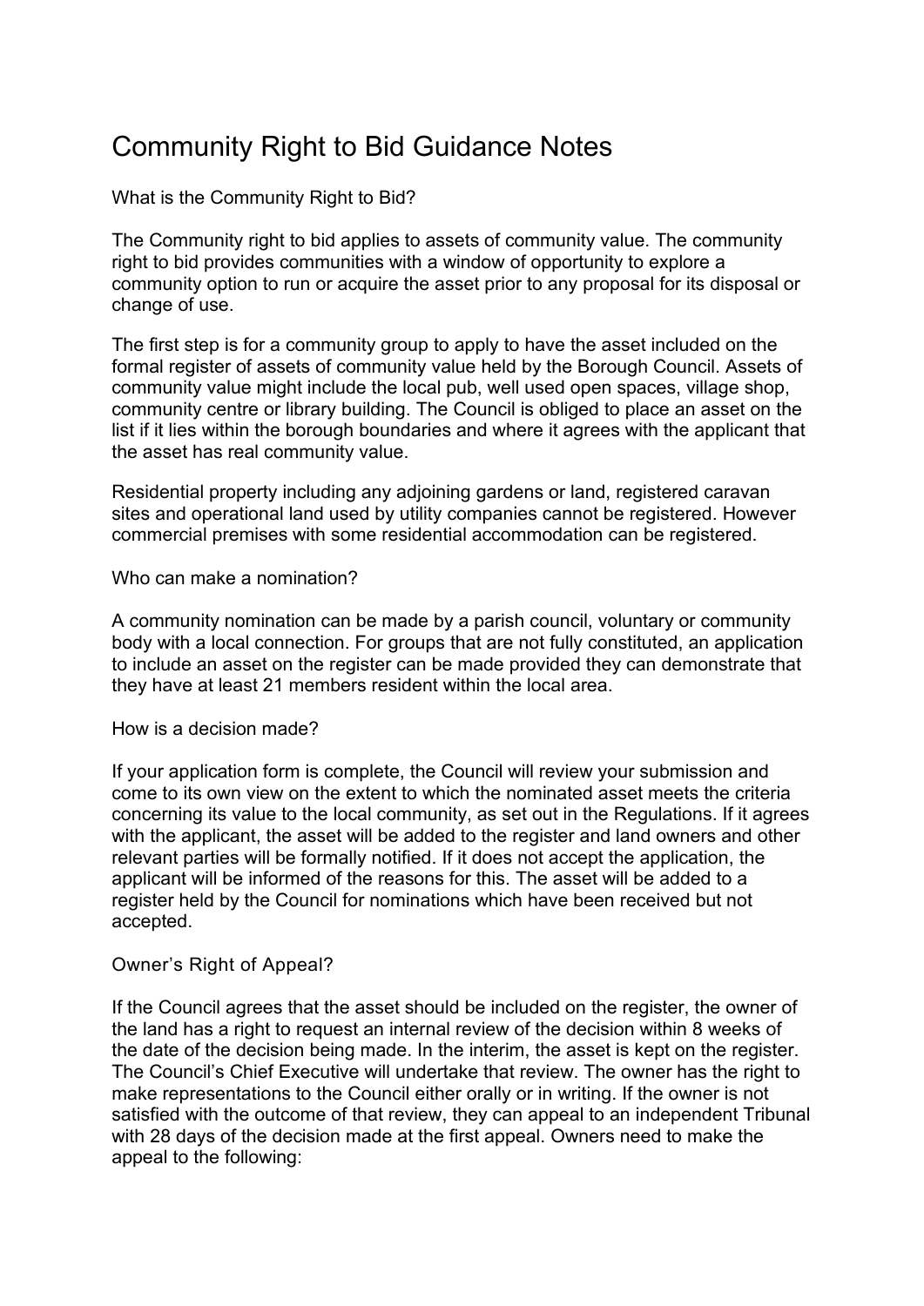# Community Right to Bid Guidance Notes

## What is the Community Right to Bid?

The Community right to bid applies to assets of community value. The community right to bid provides communities with a window of opportunity to explore a community option to run or acquire the asset prior to any proposal for its disposal or change of use.

The first step is for a community group to apply to have the asset included on the formal register of assets of community value held by the Borough Council. Assets of community value might include the local pub, well used open spaces, village shop, community centre or library building. The Council is obliged to place an asset on the list if it lies within the borough boundaries and where it agrees with the applicant that the asset has real community value.

Residential property including any adjoining gardens or land, registered caravan sites and operational land used by utility companies cannot be registered. However commercial premises with some residential accommodation can be registered.

## Who can make a nomination?

A community nomination can be made by a parish council, voluntary or community body with a local connection. For groups that are not fully constituted, an application to include an asset on the register can be made provided they can demonstrate that they have at least 21 members resident within the local area.

## How is a decision made?

If your application form is complete, the Council will review your submission and come to its own view on the extent to which the nominated asset meets the criteria concerning its value to the local community, as set out in the Regulations. If it agrees with the applicant, the asset will be added to the register and land owners and other relevant parties will be formally notified. If it does not accept the application, the applicant will be informed of the reasons for this. The asset will be added to a register held by the Council for nominations which have been received but not accepted.

## Owner's Right of Appeal?

If the Council agrees that the asset should be included on the register, the owner of the land has a right to request an internal review of the decision within 8 weeks of the date of the decision being made. In the interim, the asset is kept on the register. The Council's Chief Executive will undertake that review. The owner has the right to make representations to the Council either orally or in writing. If the owner is not satisfied with the outcome of that review, they can appeal to an independent Tribunal with 28 days of the decision made at the first appeal. Owners need to make the appeal to the following: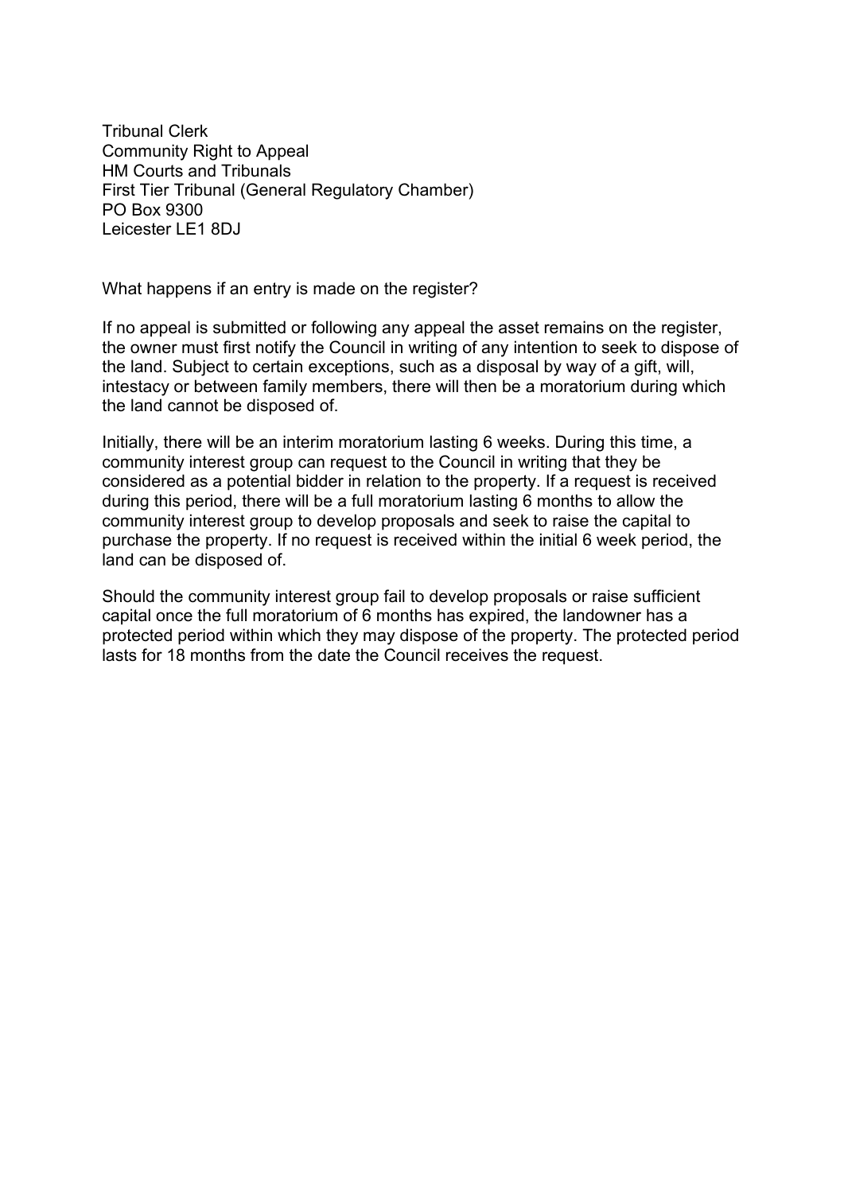Tribunal Clerk
Community Right to Appeal
HM Courts and Tribunals
First Tier Tribunal (General Regulatory Chamber)
PO Box 9300
Leicester LE1 8DJ

What happens if an entry is made on the register?

If no appeal is submitted or following any appeal the asset remains on the register, the owner must first notify the Council in writing of any intention to seek to dispose of the land. Subject to certain exceptions, such as a disposal by way of a gift, will, intestacy or between family members, there will then be a moratorium during which the land cannot be disposed of.

Initially, there will be an interim moratorium lasting 6 weeks. During this time, a community interest group can request to the Council in writing that they be considered as a potential bidder in relation to the property. If a request is received during this period, there will be a full moratorium lasting 6 months to allow the community interest group to develop proposals and seek to raise the capital to purchase the property. If no request is received within the initial 6 week period, the land can be disposed of.

Should the community interest group fail to develop proposals or raise sufficient capital once the full moratorium of 6 months has expired, the landowner has a protected period within which they may dispose of the property. The protected period lasts for 18 months from the date the Council receives the request.